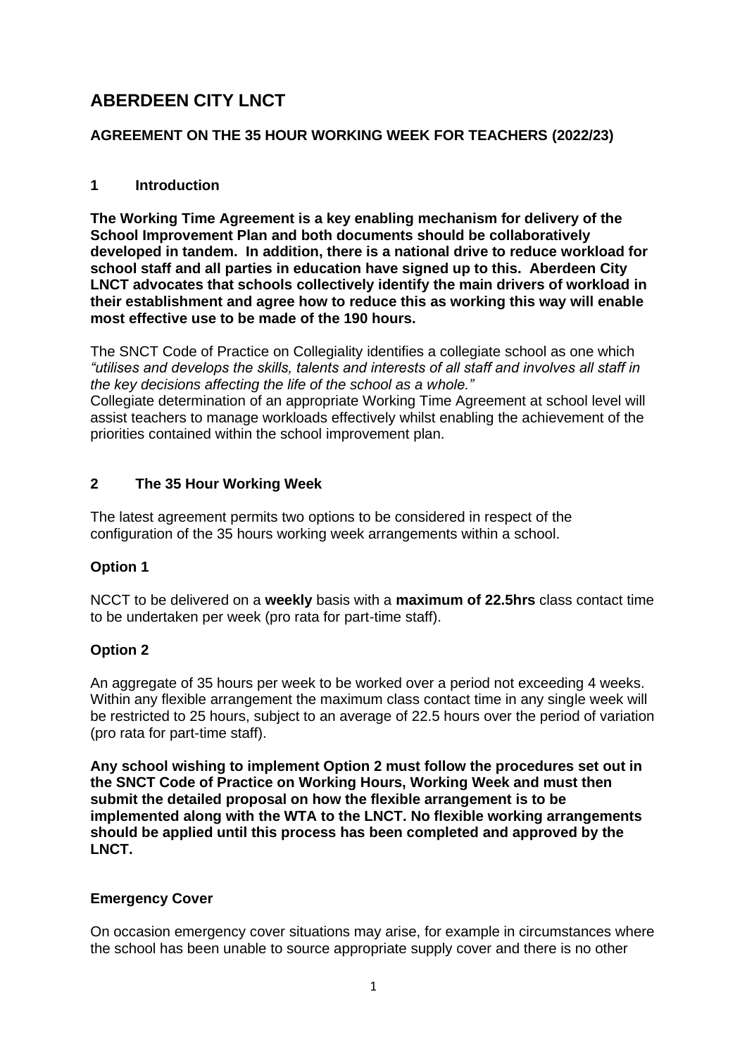# ABERDEEN CITY LNCT

## AGREEMENT ON THE 35 HOUR WORKING WEEK FOR TEACHERS (2022/23)

### 1 Introduction

**The Working Time Agreement is a key enabling mechanism for delivery of the School Improvement Plan and both documents should be collaboratively developed in tandem. In addition, there is a national drive to reduce workload for school staff and all parties in education have signed up to this. Aberdeen City LNCT advocates that schools collectively identify the main drivers of workload in their establishment and agree how to reduce this as working this way will enable most effective use to be made of the 190 hours.**

The SNCT Code of Practice on Collegiality identifies a collegiate school as one which *"utilises and develops the skills, talents and interests of all staff and involves all staff in the key decisions affecting the life of the school as a whole."*
Collegiate determination of an appropriate Working Time Agreement at school level will assist teachers to manage workloads effectively whilst enabling the achievement of the priorities contained within the school improvement plan.

### 2 The 35 Hour Working Week

The latest agreement permits two options to be considered in respect of the configuration of the 35 hours working week arrangements within a school.

**Option 1**

NCCT to be delivered on a **weekly** basis with a **maximum of 22.5hrs** class contact time to be undertaken per week (pro rata for part-time staff).

**Option 2**

An aggregate of 35 hours per week to be worked over a period not exceeding 4 weeks. Within any flexible arrangement the maximum class contact time in any single week will be restricted to 25 hours, subject to an average of 22.5 hours over the period of variation (pro rata for part-time staff).

**Any school wishing to implement Option 2 must follow the procedures set out in the SNCT Code of Practice on Working Hours, Working Week and must then submit the detailed proposal on how the flexible arrangement is to be implemented along with the WTA to the LNCT. No flexible working arrangements should be applied until this process has been completed and approved by the LNCT.**

**Emergency Cover**

On occasion emergency cover situations may arise, for example in circumstances where the school has been unable to source appropriate supply cover and there is no other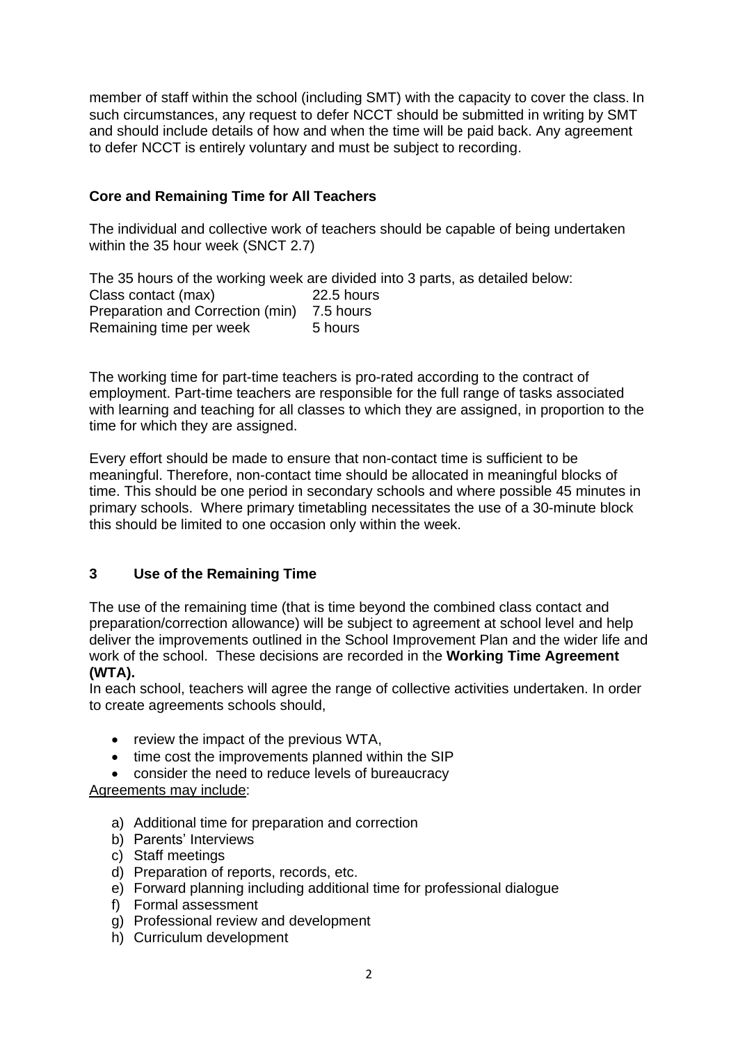member of staff within the school (including SMT) with the capacity to cover the class. In such circumstances, any request to defer NCCT should be submitted in writing by SMT and should include details of how and when the time will be paid back. Any agreement to defer NCCT is entirely voluntary and must be subject to recording.

### Core and Remaining Time for All Teachers

The individual and collective work of teachers should be capable of being undertaken within the 35 hour week (SNCT 2.7)

The 35 hours of the working week are divided into 3 parts, as detailed below:

| | |
|---|---|
| Class contact (max) | 22.5 hours |
| Preparation and Correction (min) | 7.5 hours |
| Remaining time per week | 5 hours |

The working time for part-time teachers is pro-rated according to the contract of employment. Part-time teachers are responsible for the full range of tasks associated with learning and teaching for all classes to which they are assigned, in proportion to the time for which they are assigned.

Every effort should be made to ensure that non-contact time is sufficient to be meaningful. Therefore, non-contact time should be allocated in meaningful blocks of time. This should be one period in secondary schools and where possible 45 minutes in primary schools. Where primary timetabling necessitates the use of a 30-minute block this should be limited to one occasion only within the week.

## 3 Use of the Remaining Time

The use of the remaining time (that is time beyond the combined class contact and preparation/correction allowance) will be subject to agreement at school level and help deliver the improvements outlined in the School Improvement Plan and the wider life and work of the school. These decisions are recorded in the **Working Time Agreement (WTA).**

In each school, teachers will agree the range of collective activities undertaken. In order to create agreements schools should,

- review the impact of the previous WTA,
- time cost the improvements planned within the SIP
- consider the need to reduce levels of bureaucracy

<u>Agreements may include</u>:

a) Additional time for preparation and correction
b) Parents' Interviews
c) Staff meetings
d) Preparation of reports, records, etc.
e) Forward planning including additional time for professional dialogue
f) Formal assessment
g) Professional review and development
h) Curriculum development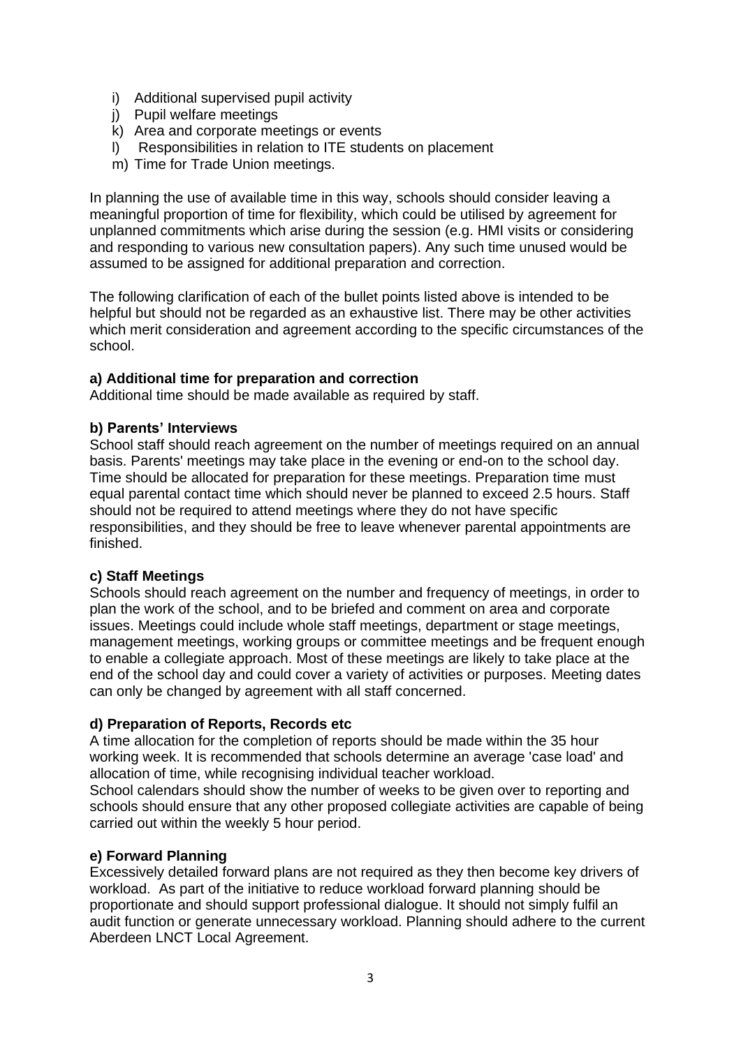i) Additional supervised pupil activity
j) Pupil welfare meetings
k) Area and corporate meetings or events
l) Responsibilities in relation to ITE students on placement
m) Time for Trade Union meetings.

In planning the use of available time in this way, schools should consider leaving a meaningful proportion of time for flexibility, which could be utilised by agreement for unplanned commitments which arise during the session (e.g. HMI visits or considering and responding to various new consultation papers). Any such time unused would be assumed to be assigned for additional preparation and correction.

The following clarification of each of the bullet points listed above is intended to be helpful but should not be regarded as an exhaustive list. There may be other activities which merit consideration and agreement according to the specific circumstances of the school.

**a) Additional time for preparation and correction**

Additional time should be made available as required by staff.

**b) Parents' Interviews**

School staff should reach agreement on the number of meetings required on an annual basis. Parents' meetings may take place in the evening or end-on to the school day. Time should be allocated for preparation for these meetings. Preparation time must equal parental contact time which should never be planned to exceed 2.5 hours. Staff should not be required to attend meetings where they do not have specific responsibilities, and they should be free to leave whenever parental appointments are finished.

**c) Staff Meetings**

Schools should reach agreement on the number and frequency of meetings, in order to plan the work of the school, and to be briefed and comment on area and corporate issues. Meetings could include whole staff meetings, department or stage meetings, management meetings, working groups or committee meetings and be frequent enough to enable a collegiate approach. Most of these meetings are likely to take place at the end of the school day and could cover a variety of activities or purposes. Meeting dates can only be changed by agreement with all staff concerned.

**d) Preparation of Reports, Records etc**

A time allocation for the completion of reports should be made within the 35 hour working week. It is recommended that schools determine an average 'case load' and allocation of time, while recognising individual teacher workload.
School calendars should show the number of weeks to be given over to reporting and schools should ensure that any other proposed collegiate activities are capable of being carried out within the weekly 5 hour period.

**e) Forward Planning**

Excessively detailed forward plans are not required as they then become key drivers of workload. As part of the initiative to reduce workload forward planning should be proportionate and should support professional dialogue. It should not simply fulfil an audit function or generate unnecessary workload. Planning should adhere to the current Aberdeen LNCT Local Agreement.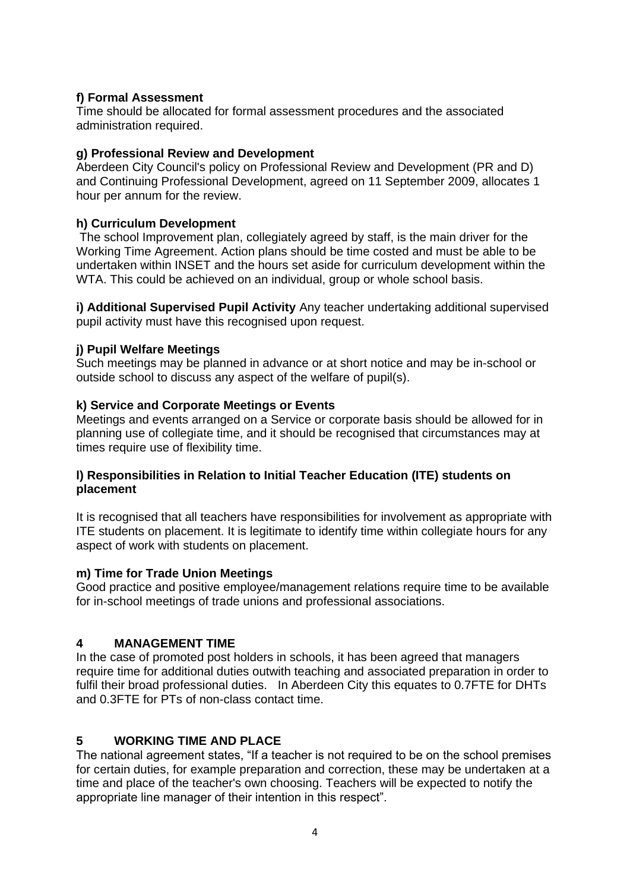**f) Formal Assessment**

Time should be allocated for formal assessment procedures and the associated administration required.

**g) Professional Review and Development**

Aberdeen City Council's policy on Professional Review and Development (PR and D) and Continuing Professional Development, agreed on 11 September 2009, allocates 1 hour per annum for the review.

**h) Curriculum Development**

The school Improvement plan, collegiately agreed by staff, is the main driver for the Working Time Agreement. Action plans should be time costed and must be able to be undertaken within INSET and the hours set aside for curriculum development within the WTA. This could be achieved on an individual, group or whole school basis.

**i) Additional Supervised Pupil Activity** Any teacher undertaking additional supervised pupil activity must have this recognised upon request.

**j) Pupil Welfare Meetings**

Such meetings may be planned in advance or at short notice and may be in-school or outside school to discuss any aspect of the welfare of pupil(s).

**k) Service and Corporate Meetings or Events**

Meetings and events arranged on a Service or corporate basis should be allowed for in planning use of collegiate time, and it should be recognised that circumstances may at times require use of flexibility time.

**l) Responsibilities in Relation to Initial Teacher Education (ITE) students on placement**

It is recognised that all teachers have responsibilities for involvement as appropriate with ITE students on placement. It is legitimate to identify time within collegiate hours for any aspect of work with students on placement.

**m) Time for Trade Union Meetings**

Good practice and positive employee/management relations require time to be available for in-school meetings of trade unions and professional associations.

## 4 MANAGEMENT TIME

In the case of promoted post holders in schools, it has been agreed that managers require time for additional duties outwith teaching and associated preparation in order to fulfil their broad professional duties. In Aberdeen City this equates to 0.7FTE for DHTs and 0.3FTE for PTs of non-class contact time.

## 5 WORKING TIME AND PLACE

The national agreement states, "If a teacher is not required to be on the school premises for certain duties, for example preparation and correction, these may be undertaken at a time and place of the teacher's own choosing. Teachers will be expected to notify the appropriate line manager of their intention in this respect".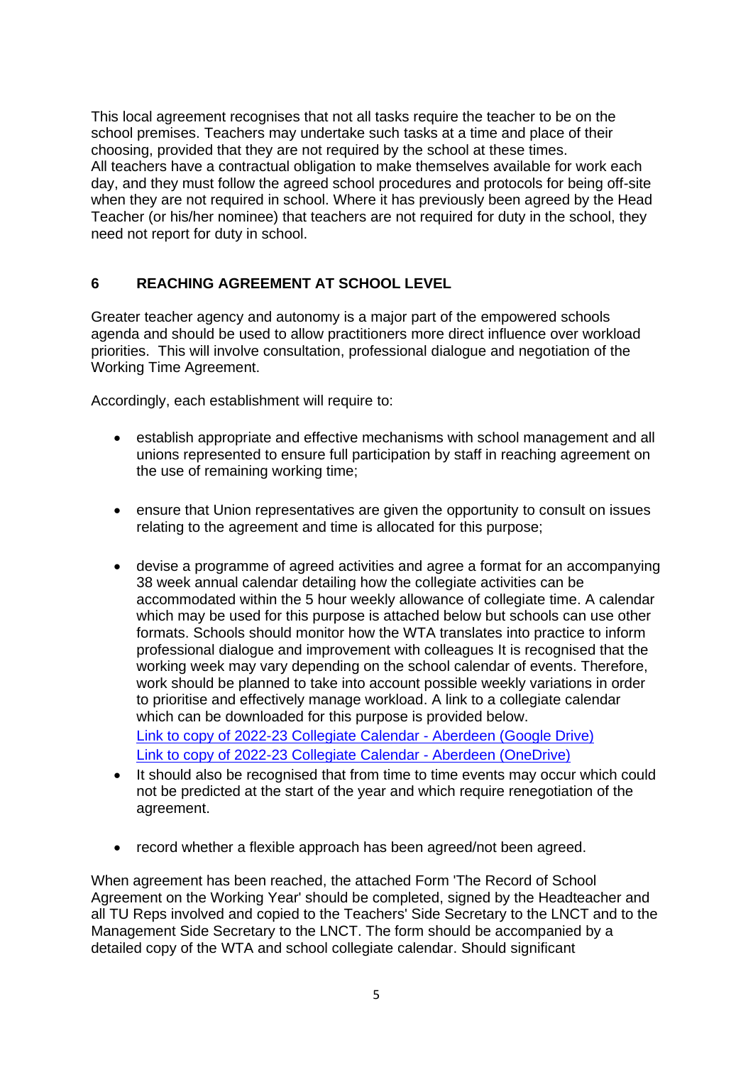This local agreement recognises that not all tasks require the teacher to be on the school premises. Teachers may undertake such tasks at a time and place of their choosing, provided that they are not required by the school at these times.
All teachers have a contractual obligation to make themselves available for work each day, and they must follow the agreed school procedures and protocols for being off-site when they are not required in school. Where it has previously been agreed by the Head Teacher (or his/her nominee) that teachers are not required for duty in the school, they need not report for duty in school.

## 6 REACHING AGREEMENT AT SCHOOL LEVEL

Greater teacher agency and autonomy is a major part of the empowered schools agenda and should be used to allow practitioners more direct influence over workload priorities. This will involve consultation, professional dialogue and negotiation of the Working Time Agreement.

Accordingly, each establishment will require to:

- establish appropriate and effective mechanisms with school management and all unions represented to ensure full participation by staff in reaching agreement on the use of remaining working time;
- ensure that Union representatives are given the opportunity to consult on issues relating to the agreement and time is allocated for this purpose;
- devise a programme of agreed activities and agree a format for an accompanying 38 week annual calendar detailing how the collegiate activities can be accommodated within the 5 hour weekly allowance of collegiate time. A calendar which may be used for this purpose is attached below but schools can use other formats. Schools should monitor how the WTA translates into practice to inform professional dialogue and improvement with colleagues It is recognised that the working week may vary depending on the school calendar of events. Therefore, work should be planned to take into account possible weekly variations in order to prioritise and effectively manage workload. A link to a collegiate calendar which can be downloaded for this purpose is provided below.
  [Link to copy of 2022-23 Collegiate Calendar - Aberdeen (Google Drive)]
  [Link to copy of 2022-23 Collegiate Calendar - Aberdeen (OneDrive)]
- It should also be recognised that from time to time events may occur which could not be predicted at the start of the year and which require renegotiation of the agreement.
- record whether a flexible approach has been agreed/not been agreed.

When agreement has been reached, the attached Form 'The Record of School Agreement on the Working Year' should be completed, signed by the Headteacher and all TU Reps involved and copied to the Teachers' Side Secretary to the LNCT and to the Management Side Secretary to the LNCT. The form should be accompanied by a detailed copy of the WTA and school collegiate calendar. Should significant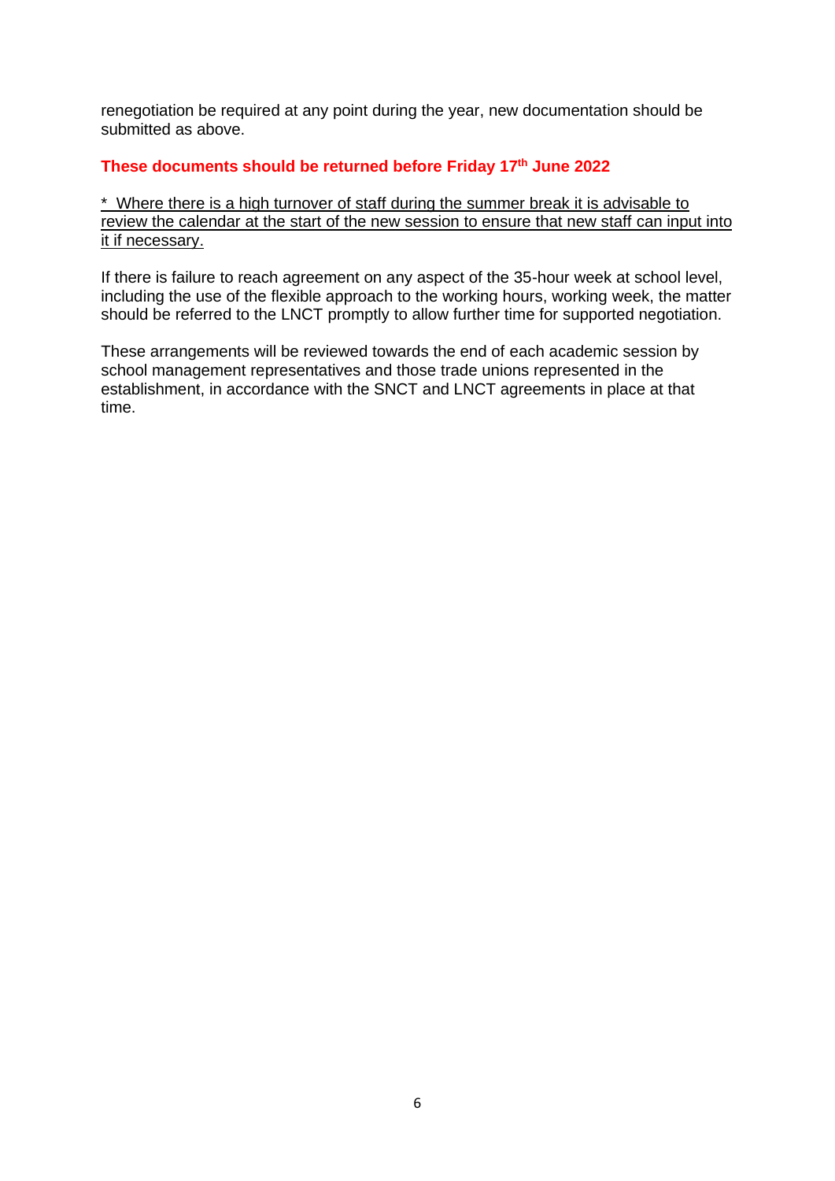renegotiation be required at any point during the year, new documentation should be submitted as above.

**These documents should be returned before Friday 17th June 2022**

<u>* Where there is a high turnover of staff during the summer break it is advisable to review the calendar at the start of the new session to ensure that new staff can input into it if necessary.</u>

If there is failure to reach agreement on any aspect of the 35-hour week at school level, including the use of the flexible approach to the working hours, working week, the matter should be referred to the LNCT promptly to allow further time for supported negotiation.

These arrangements will be reviewed towards the end of each academic session by school management representatives and those trade unions represented in the establishment, in accordance with the SNCT and LNCT agreements in place at that time.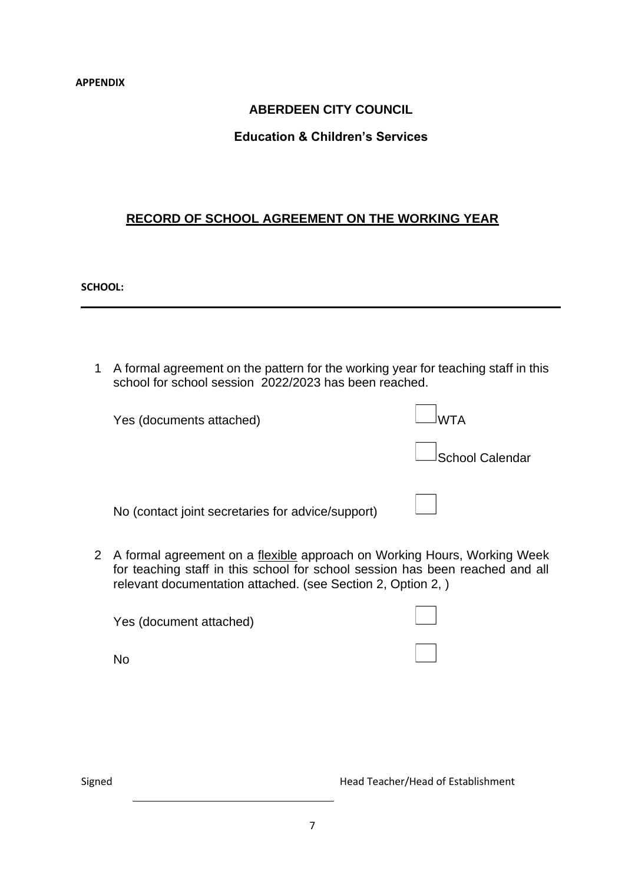**APPENDIX**

# ABERDEEN CITY COUNCIL

## Education & Children's Services

## RECORD OF SCHOOL AGREEMENT ON THE WORKING YEAR

**SCHOOL:**

---

1. A formal agreement on the pattern for the working year for teaching staff in this school for school session 2022/2023 has been reached.

   Yes (documents attached) ☐ WTA

   ☐ School Calendar

   No (contact joint secretaries for advice/support) ☐

2. A formal agreement on a flexible approach on Working Hours, Working Week for teaching staff in this school for school session has been reached and all relevant documentation attached. (see Section 2, Option 2, )

   Yes (document attached) ☐

   No ☐

Signed \_\_\_\_\_\_\_\_\_\_\_\_\_\_\_\_\_\_\_\_\_\_\_\_\_\_\_\_\_\_ Head Teacher/Head of Establishment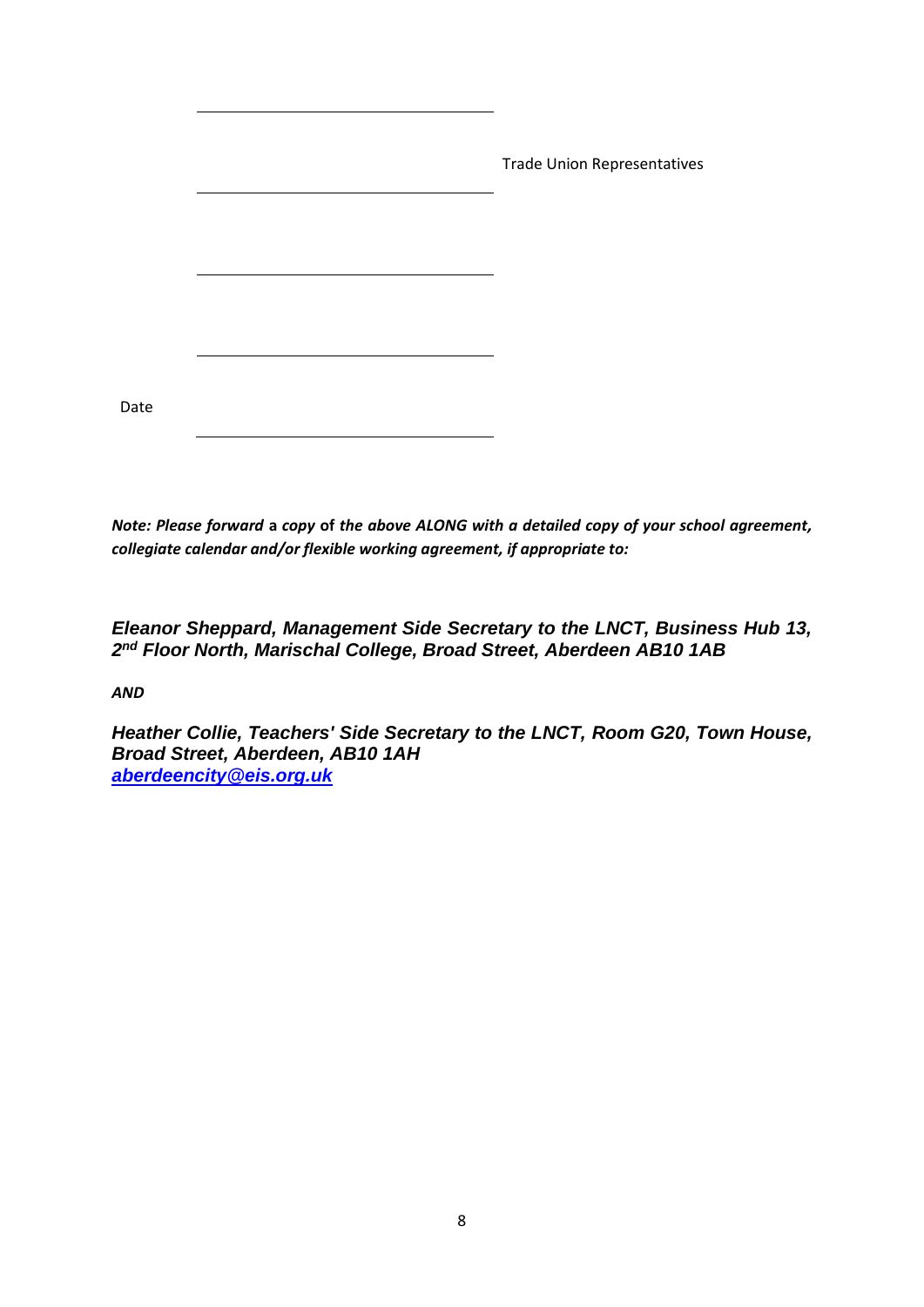\_\_\_\_\_\_\_\_\_\_\_\_\_\_\_\_\_\_\_\_\_\_\_\_\_\_\_\_\_\_

Trade Union Representatives

\_\_\_\_\_\_\_\_\_\_\_\_\_\_\_\_\_\_\_\_\_\_\_\_\_\_\_\_\_\_

\_\_\_\_\_\_\_\_\_\_\_\_\_\_\_\_\_\_\_\_\_\_\_\_\_\_\_\_\_\_

\_\_\_\_\_\_\_\_\_\_\_\_\_\_\_\_\_\_\_\_\_\_\_\_\_\_\_\_\_\_

Date

\_\_\_\_\_\_\_\_\_\_\_\_\_\_\_\_\_\_\_\_\_\_\_\_\_\_\_\_\_\_

***Note: Please forward* a *copy* of *the above ALONG with a detailed copy of your school agreement, collegiate calendar and/or flexible working agreement, if appropriate to:***

***Eleanor Sheppard, Management Side Secretary to the LNCT, Business Hub 13, 2nd Floor North, Marischal College, Broad Street, Aberdeen AB10 1AB***

***AND***

***Heather Collie, Teachers' Side Secretary to the LNCT, Room G20, Town House, Broad Street, Aberdeen, AB10 1AH***
***aberdeencity@eis.org.uk***